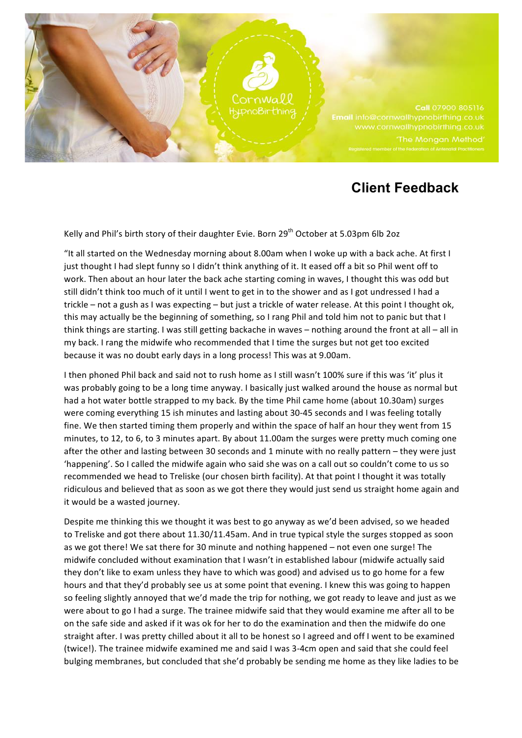Cornwall HypnoBirthing

**Call** 07900 805116
**Email** info@cornwallhypnobirthing.co.uk
www.cornwallhypnobirthing.co.uk
'The Mongan Method'
Registered member of the Federation of Antenatal Practitioners

## Client Feedback

Kelly and Phil's birth story of their daughter Evie. Born 29th October at 5.03pm 6lb 2oz

"It all started on the Wednesday morning about 8.00am when I woke up with a back ache. At first I just thought I had slept funny so I didn't think anything of it. It eased off a bit so Phil went off to work. Then about an hour later the back ache starting coming in waves, I thought this was odd but still didn't think too much of it until I went to get in to the shower and as I got undressed I had a trickle – not a gush as I was expecting – but just a trickle of water release. At this point I thought ok, this may actually be the beginning of something, so I rang Phil and told him not to panic but that I think things are starting. I was still getting backache in waves – nothing around the front at all – all in my back. I rang the midwife who recommended that I time the surges but not get too excited because it was no doubt early days in a long process! This was at 9.00am.

I then phoned Phil back and said not to rush home as I still wasn't 100% sure if this was 'it' plus it was probably going to be a long time anyway. I basically just walked around the house as normal but had a hot water bottle strapped to my back. By the time Phil came home (about 10.30am) surges were coming everything 15 ish minutes and lasting about 30-45 seconds and I was feeling totally fine. We then started timing them properly and within the space of half an hour they went from 15 minutes, to 12, to 6, to 3 minutes apart. By about 11.00am the surges were pretty much coming one after the other and lasting between 30 seconds and 1 minute with no really pattern – they were just 'happening'. So I called the midwife again who said she was on a call out so couldn't come to us so recommended we head to Treliske (our chosen birth facility). At that point I thought it was totally ridiculous and believed that as soon as we got there they would just send us straight home again and it would be a wasted journey.

Despite me thinking this we thought it was best to go anyway as we'd been advised, so we headed to Treliske and got there about 11.30/11.45am. And in true typical style the surges stopped as soon as we got there! We sat there for 30 minute and nothing happened – not even one surge! The midwife concluded without examination that I wasn't in established labour (midwife actually said they don't like to exam unless they have to which was good) and advised us to go home for a few hours and that they'd probably see us at some point that evening. I knew this was going to happen so feeling slightly annoyed that we'd made the trip for nothing, we got ready to leave and just as we were about to go I had a surge. The trainee midwife said that they would examine me after all to be on the safe side and asked if it was ok for her to do the examination and then the midwife do one straight after. I was pretty chilled about it all to be honest so I agreed and off I went to be examined (twice!). The trainee midwife examined me and said I was 3-4cm open and said that she could feel bulging membranes, but concluded that she'd probably be sending me home as they like ladies to be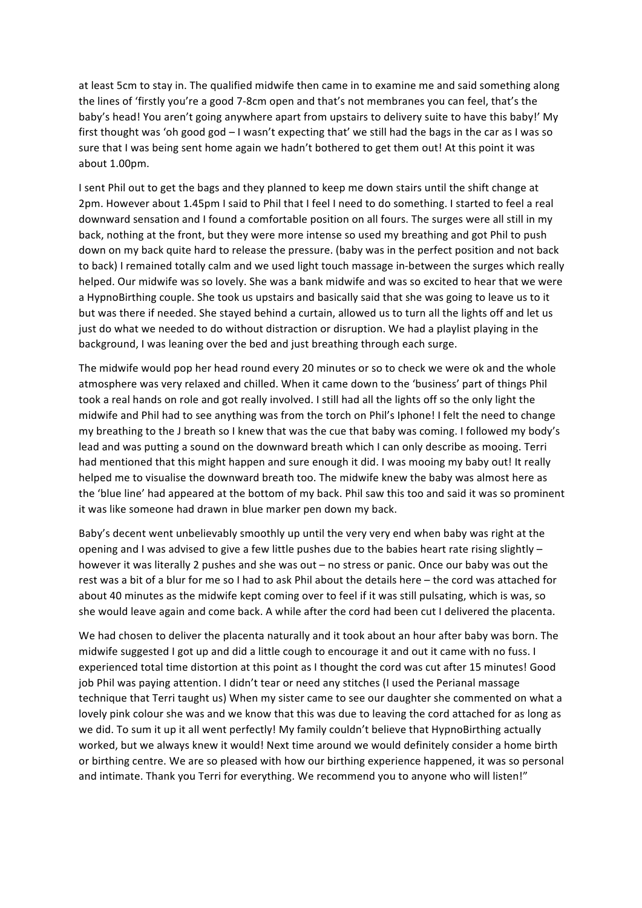at least 5cm to stay in. The qualified midwife then came in to examine me and said something along the lines of 'firstly you're a good 7-8cm open and that's not membranes you can feel, that's the baby's head! You aren't going anywhere apart from upstairs to delivery suite to have this baby!' My first thought was 'oh good god – I wasn't expecting that' we still had the bags in the car as I was so sure that I was being sent home again we hadn't bothered to get them out! At this point it was about 1.00pm.

I sent Phil out to get the bags and they planned to keep me down stairs until the shift change at 2pm. However about 1.45pm I said to Phil that I feel I need to do something. I started to feel a real downward sensation and I found a comfortable position on all fours. The surges were all still in my back, nothing at the front, but they were more intense so used my breathing and got Phil to push down on my back quite hard to release the pressure. (baby was in the perfect position and not back to back) I remained totally calm and we used light touch massage in-between the surges which really helped. Our midwife was so lovely. She was a bank midwife and was so excited to hear that we were a HypnoBirthing couple. She took us upstairs and basically said that she was going to leave us to it but was there if needed. She stayed behind a curtain, allowed us to turn all the lights off and let us just do what we needed to do without distraction or disruption. We had a playlist playing in the background, I was leaning over the bed and just breathing through each surge.

The midwife would pop her head round every 20 minutes or so to check we were ok and the whole atmosphere was very relaxed and chilled. When it came down to the 'business' part of things Phil took a real hands on role and got really involved. I still had all the lights off so the only light the midwife and Phil had to see anything was from the torch on Phil's Iphone! I felt the need to change my breathing to the J breath so I knew that was the cue that baby was coming. I followed my body's lead and was putting a sound on the downward breath which I can only describe as mooing. Terri had mentioned that this might happen and sure enough it did. I was mooing my baby out! It really helped me to visualise the downward breath too. The midwife knew the baby was almost here as the 'blue line' had appeared at the bottom of my back. Phil saw this too and said it was so prominent it was like someone had drawn in blue marker pen down my back.

Baby's decent went unbelievably smoothly up until the very very end when baby was right at the opening and I was advised to give a few little pushes due to the babies heart rate rising slightly – however it was literally 2 pushes and she was out – no stress or panic. Once our baby was out the rest was a bit of a blur for me so I had to ask Phil about the details here – the cord was attached for about 40 minutes as the midwife kept coming over to feel if it was still pulsating, which is was, so she would leave again and come back. A while after the cord had been cut I delivered the placenta.

We had chosen to deliver the placenta naturally and it took about an hour after baby was born. The midwife suggested I got up and did a little cough to encourage it and out it came with no fuss. I experienced total time distortion at this point as I thought the cord was cut after 15 minutes! Good job Phil was paying attention. I didn't tear or need any stitches (I used the Perianal massage technique that Terri taught us) When my sister came to see our daughter she commented on what a lovely pink colour she was and we know that this was due to leaving the cord attached for as long as we did. To sum it up it all went perfectly! My family couldn't believe that HypnoBirthing actually worked, but we always knew it would! Next time around we would definitely consider a home birth or birthing centre. We are so pleased with how our birthing experience happened, it was so personal and intimate. Thank you Terri for everything. We recommend you to anyone who will listen!"